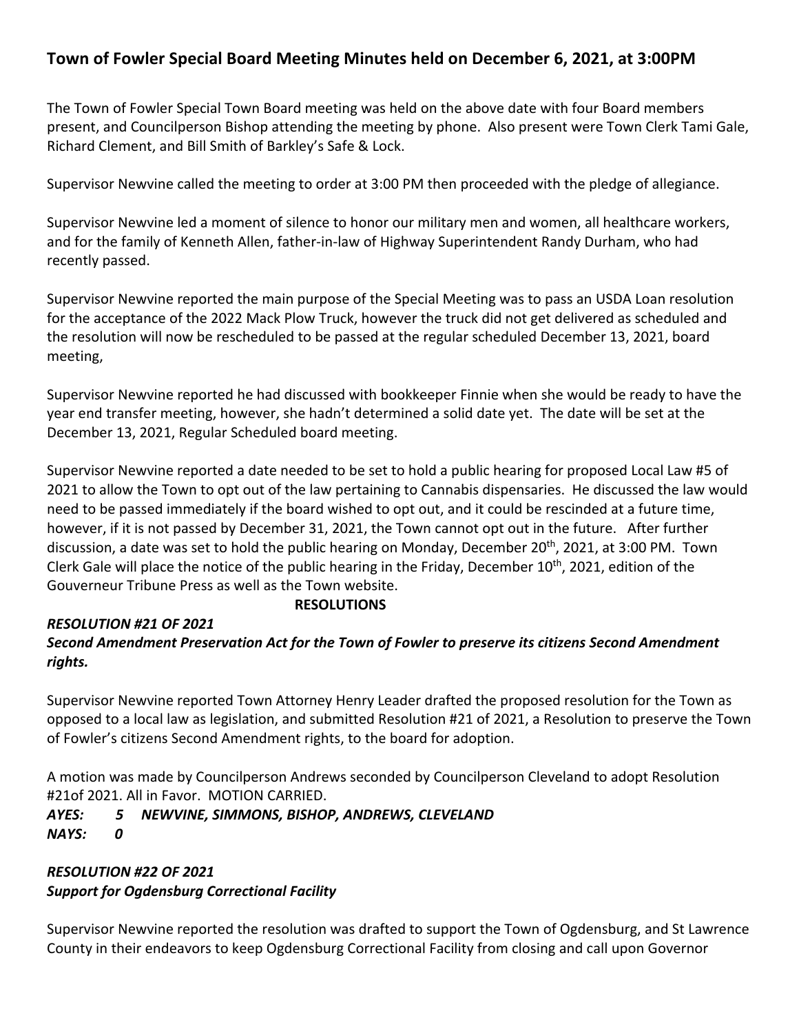# Town of Fowler Special Board Meeting Minutes held on December 6, 2021, at 3:00PM

The Town of Fowler Special Town Board meeting was held on the above date with four Board members present, and Councilperson Bishop attending the meeting by phone. Also present were Town Clerk Tami Gale, Richard Clement, and Bill Smith of Barkley's Safe & Lock.

Supervisor Newvine called the meeting to order at 3:00 PM then proceeded with the pledge of allegiance.

Supervisor Newvine led a moment of silence to honor our military men and women, all healthcare workers, and for the family of Kenneth Allen, father-in-law of Highway Superintendent Randy Durham, who had recently passed.

Supervisor Newvine reported the main purpose of the Special Meeting was to pass an USDA Loan resolution for the acceptance of the 2022 Mack Plow Truck, however the truck did not get delivered as scheduled and the resolution will now be rescheduled to be passed at the regular scheduled December 13, 2021, board meeting,

Supervisor Newvine reported he had discussed with bookkeeper Finnie when she would be ready to have the year end transfer meeting, however, she hadn't determined a solid date yet. The date will be set at the December 13, 2021, Regular Scheduled board meeting.

Supervisor Newvine reported a date needed to be set to hold a public hearing for proposed Local Law #5 of 2021 to allow the Town to opt out of the law pertaining to Cannabis dispensaries. He discussed the law would need to be passed immediately if the board wished to opt out, and it could be rescinded at a future time, however, if it is not passed by December 31, 2021, the Town cannot opt out in the future. After further discussion, a date was set to hold the public hearing on Monday, December 20th, 2021, at 3:00 PM. Town Clerk Gale will place the notice of the public hearing in the Friday, December 10th, 2021, edition of the Gouverneur Tribune Press as well as the Town website.

**RESOLUTIONS**

***RESOLUTION #21 OF 2021***
***Second Amendment Preservation Act for the Town of Fowler to preserve its citizens Second Amendment rights.***

Supervisor Newvine reported Town Attorney Henry Leader drafted the proposed resolution for the Town as opposed to a local law as legislation, and submitted Resolution #21 of 2021, a Resolution to preserve the Town of Fowler's citizens Second Amendment rights, to the board for adoption.

A motion was made by Councilperson Andrews seconded by Councilperson Cleveland to adopt Resolution #21of 2021. All in Favor. MOTION CARRIED.

***AYES: 5 NEWVINE, SIMMONS, BISHOP, ANDREWS, CLEVELAND***
***NAYS: 0***

***RESOLUTION #22 OF 2021***
***Support for Ogdensburg Correctional Facility***

Supervisor Newvine reported the resolution was drafted to support the Town of Ogdensburg, and St Lawrence County in their endeavors to keep Ogdensburg Correctional Facility from closing and call upon Governor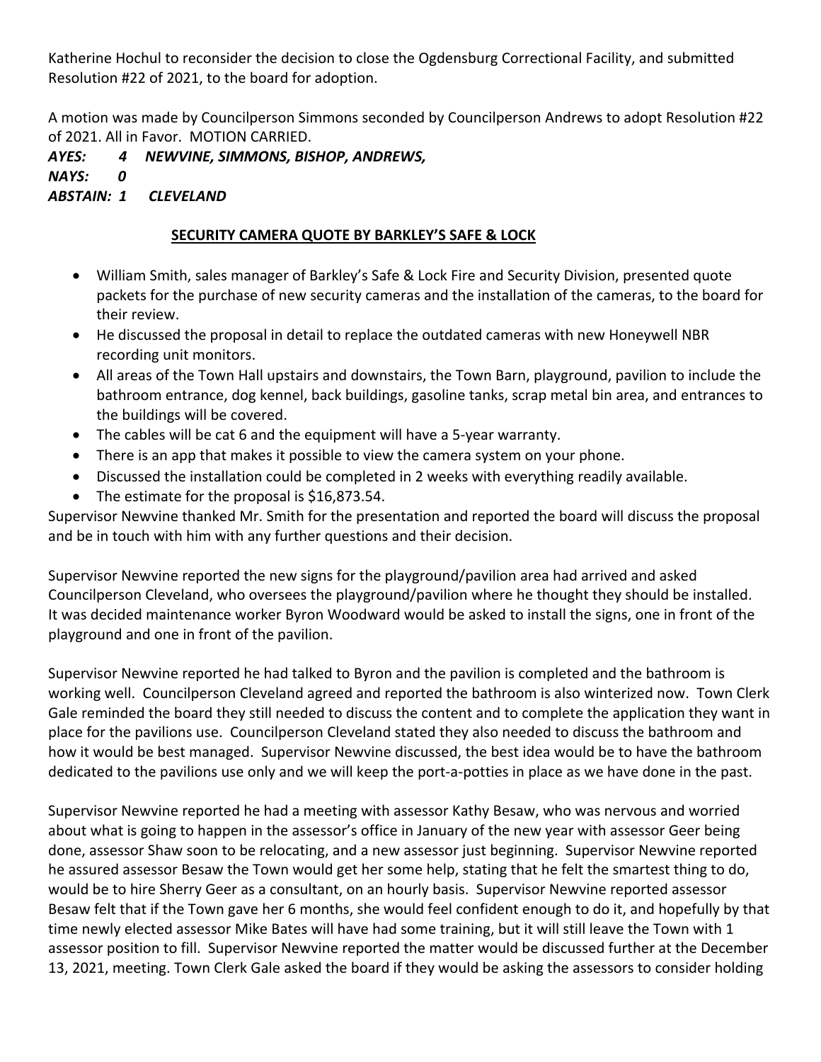Katherine Hochul to reconsider the decision to close the Ogdensburg Correctional Facility, and submitted Resolution #22 of 2021, to the board for adoption.

A motion was made by Councilperson Simmons seconded by Councilperson Andrews to adopt Resolution #22 of 2021. All in Favor. MOTION CARRIED.

***AYES: 4 NEWVINE, SIMMONS, BISHOP, ANDREWS,***
***NAYS: 0***
***ABSTAIN: 1 CLEVELAND***

**SECURITY CAMERA QUOTE BY BARKLEY'S SAFE & LOCK**

- William Smith, sales manager of Barkley's Safe & Lock Fire and Security Division, presented quote packets for the purchase of new security cameras and the installation of the cameras, to the board for their review.
- He discussed the proposal in detail to replace the outdated cameras with new Honeywell NBR recording unit monitors.
- All areas of the Town Hall upstairs and downstairs, the Town Barn, playground, pavilion to include the bathroom entrance, dog kennel, back buildings, gasoline tanks, scrap metal bin area, and entrances to the buildings will be covered.
- The cables will be cat 6 and the equipment will have a 5-year warranty.
- There is an app that makes it possible to view the camera system on your phone.
- Discussed the installation could be completed in 2 weeks with everything readily available.
- The estimate for the proposal is $16,873.54.

Supervisor Newvine thanked Mr. Smith for the presentation and reported the board will discuss the proposal and be in touch with him with any further questions and their decision.

Supervisor Newvine reported the new signs for the playground/pavilion area had arrived and asked Councilperson Cleveland, who oversees the playground/pavilion where he thought they should be installed. It was decided maintenance worker Byron Woodward would be asked to install the signs, one in front of the playground and one in front of the pavilion.

Supervisor Newvine reported he had talked to Byron and the pavilion is completed and the bathroom is working well. Councilperson Cleveland agreed and reported the bathroom is also winterized now. Town Clerk Gale reminded the board they still needed to discuss the content and to complete the application they want in place for the pavilions use. Councilperson Cleveland stated they also needed to discuss the bathroom and how it would be best managed. Supervisor Newvine discussed, the best idea would be to have the bathroom dedicated to the pavilions use only and we will keep the port-a-potties in place as we have done in the past.

Supervisor Newvine reported he had a meeting with assessor Kathy Besaw, who was nervous and worried about what is going to happen in the assessor's office in January of the new year with assessor Geer being done, assessor Shaw soon to be relocating, and a new assessor just beginning. Supervisor Newvine reported he assured assessor Besaw the Town would get her some help, stating that he felt the smartest thing to do, would be to hire Sherry Geer as a consultant, on an hourly basis. Supervisor Newvine reported assessor Besaw felt that if the Town gave her 6 months, she would feel confident enough to do it, and hopefully by that time newly elected assessor Mike Bates will have had some training, but it will still leave the Town with 1 assessor position to fill. Supervisor Newvine reported the matter would be discussed further at the December 13, 2021, meeting. Town Clerk Gale asked the board if they would be asking the assessors to consider holding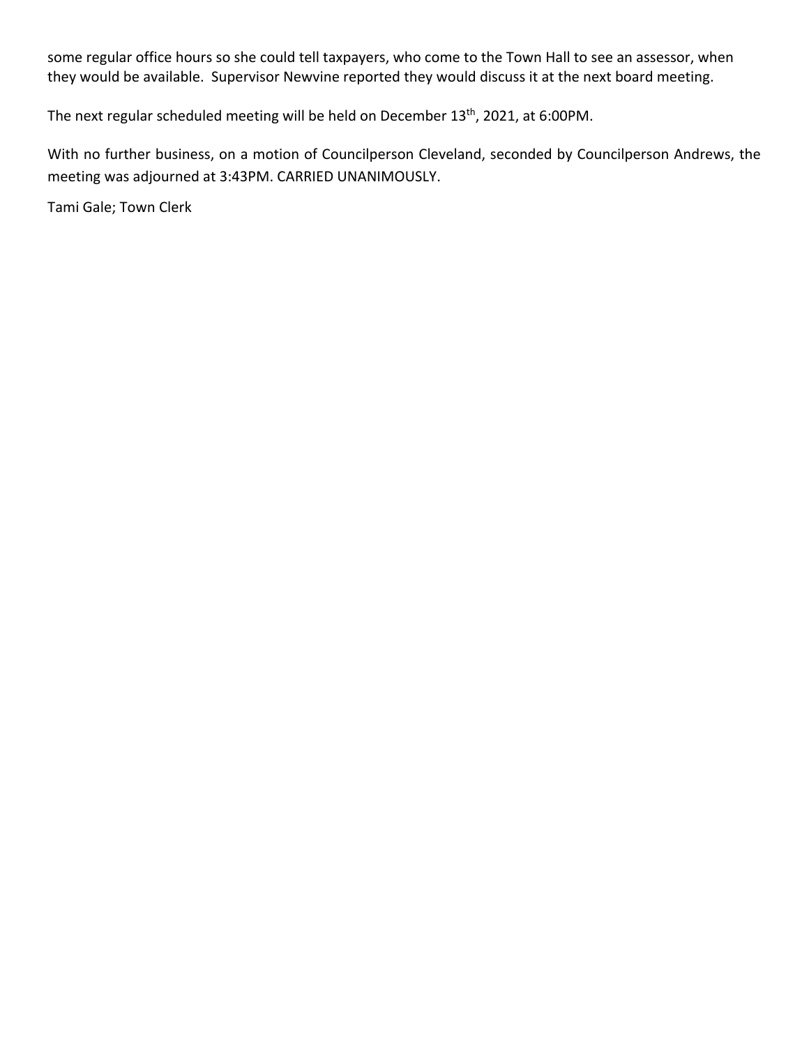some regular office hours so she could tell taxpayers, who come to the Town Hall to see an assessor, when they would be available. Supervisor Newvine reported they would discuss it at the next board meeting.

The next regular scheduled meeting will be held on December 13th, 2021, at 6:00PM.

With no further business, on a motion of Councilperson Cleveland, seconded by Councilperson Andrews, the meeting was adjourned at 3:43PM. CARRIED UNANIMOUSLY.

Tami Gale; Town Clerk